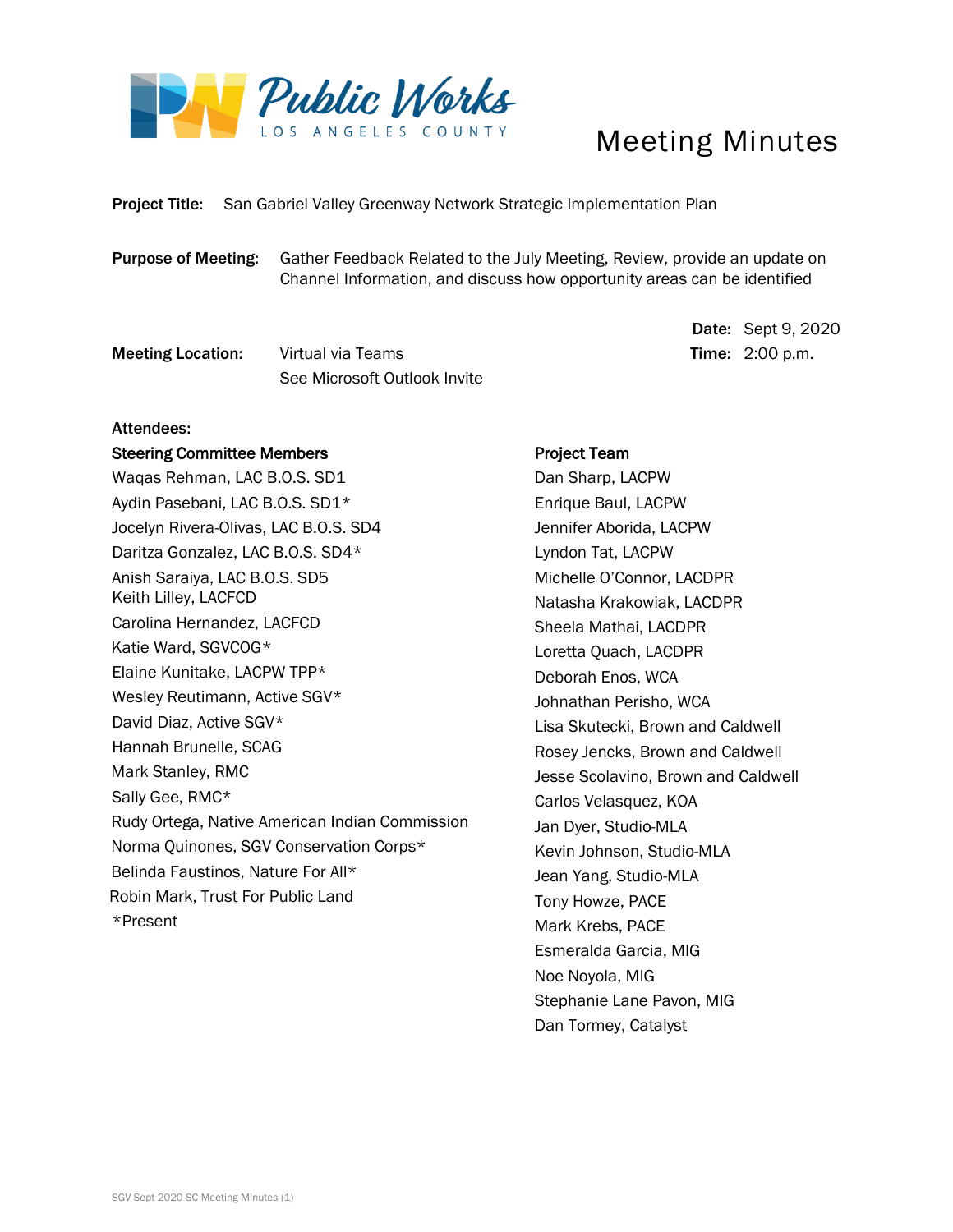Public Works
LOS ANGELES COUNTY

# Meeting Minutes

**Project Title:** San Gabriel Valley Greenway Network Strategic Implementation Plan

**Purpose of Meeting:** Gather Feedback Related to the July Meeting, Review, provide an update on Channel Information, and discuss how opportunity areas can be identified

**Date:** Sept 9, 2020

**Time:** 2:00 p.m.

**Meeting Location:** Virtual via Teams
See Microsoft Outlook Invite

**Attendees:**

**Steering Committee Members**

Waqas Rehman, LAC B.O.S. SD1
Aydin Pasebani, LAC B.O.S. SD1*
Jocelyn Rivera-Olivas, LAC B.O.S. SD4
Daritza Gonzalez, LAC B.O.S. SD4*
Anish Saraiya, LAC B.O.S. SD5
Keith Lilley, LACFCD
Carolina Hernandez, LACFCD
Katie Ward, SGVCOG*
Elaine Kunitake, LACPW TPP*
Wesley Reutimann, Active SGV*
David Diaz, Active SGV*
Hannah Brunelle, SCAG
Mark Stanley, RMC
Sally Gee, RMC*
Rudy Ortega, Native American Indian Commission
Norma Quinones, SGV Conservation Corps*
Belinda Faustinos, Nature For All*
Robin Mark, Trust For Public Land
*Present

**Project Team**

Dan Sharp, LACPW
Enrique Baul, LACPW
Jennifer Aborida, LACPW
Lyndon Tat, LACPW
Michelle O'Connor, LACDPR
Natasha Krakowiak, LACDPR
Sheela Mathai, LACDPR
Loretta Quach, LACDPR
Deborah Enos, WCA
Johnathan Perisho, WCA
Lisa Skutecki, Brown and Caldwell
Rosey Jencks, Brown and Caldwell
Jesse Scolavino, Brown and Caldwell
Carlos Velasquez, KOA
Jan Dyer, Studio-MLA
Kevin Johnson, Studio-MLA
Jean Yang, Studio-MLA
Tony Howze, PACE
Mark Krebs, PACE
Esmeralda Garcia, MIG
Noe Noyola, MIG
Stephanie Lane Pavon, MIG
Dan Tormey, Catalyst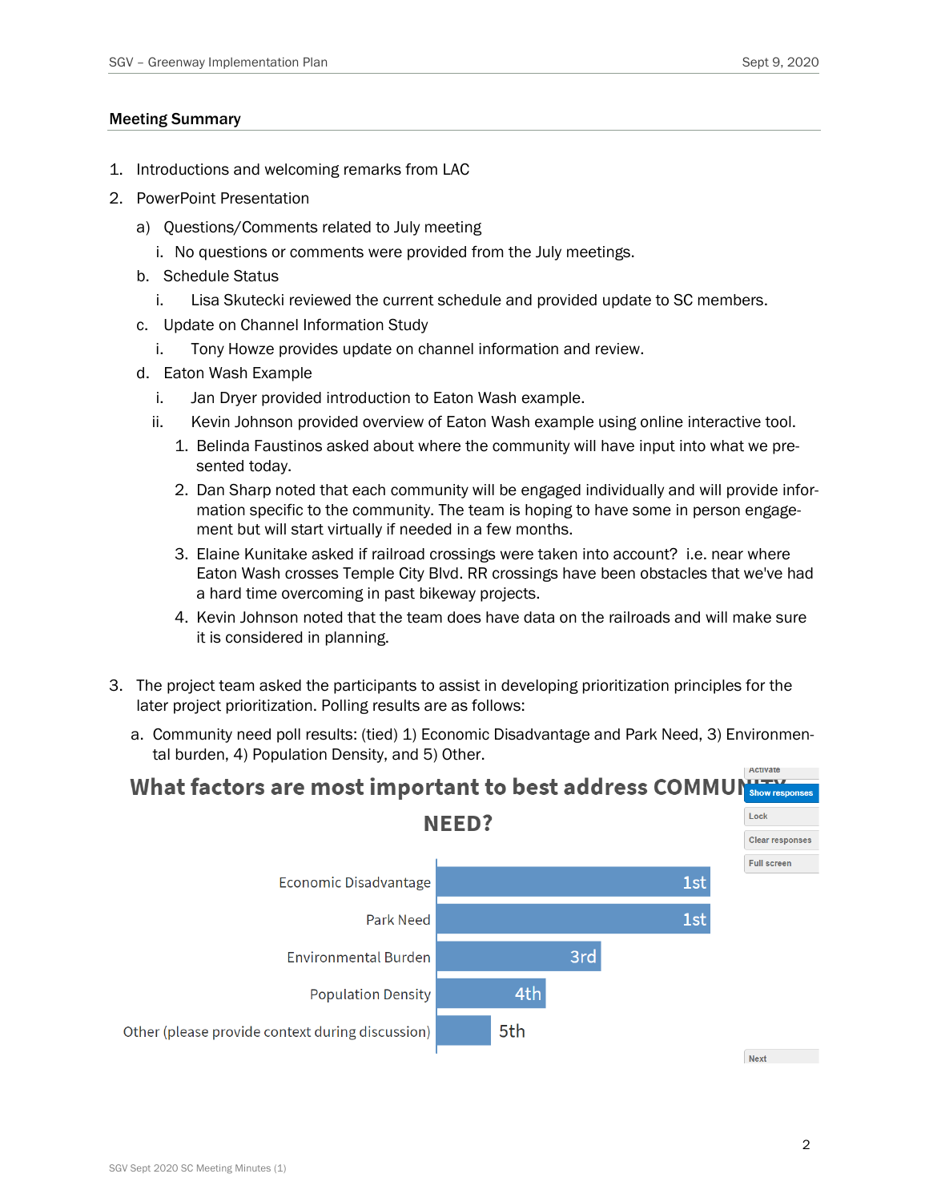## Meeting Summary

1. Introductions and welcoming remarks from LAC
2. PowerPoint Presentation
   a) Questions/Comments related to July meeting
      i. No questions or comments were provided from the July meetings.
   b. Schedule Status
      i. Lisa Skutecki reviewed the current schedule and provided update to SC members.
   c. Update on Channel Information Study
      i. Tony Howze provides update on channel information and review.
   d. Eaton Wash Example
      i. Jan Dryer provided introduction to Eaton Wash example.
      ii. Kevin Johnson provided overview of Eaton Wash example using online interactive tool.
         1. Belinda Faustinos asked about where the community will have input into what we presented today.
         2. Dan Sharp noted that each community will be engaged individually and will provide information specific to the community. The team is hoping to have some in person engagement but will start virtually if needed in a few months.
         3. Elaine Kunitake asked if railroad crossings were taken into account? i.e. near where Eaton Wash crosses Temple City Blvd. RR crossings have been obstacles that we've had a hard time overcoming in past bikeway projects.
         4. Kevin Johnson noted that the team does have data on the railroads and will make sure it is considered in planning.

3. The project team asked the participants to assist in developing prioritization principles for the later project prioritization. Polling results are as follows:
   a. Community need poll results: (tied) 1) Economic Disadvantage and Park Need, 3) Environmental burden, 4) Population Density, and 5) Other.

**What factors are most important to best address COMMUNITY NEED?**

| Factor | Rank |
|---|---|
| Economic Disadvantage | 1st |
| Park Need | 1st |
| Environmental Burden | 3rd |
| Population Density | 4th |
| Other (please provide context during discussion) | 5th |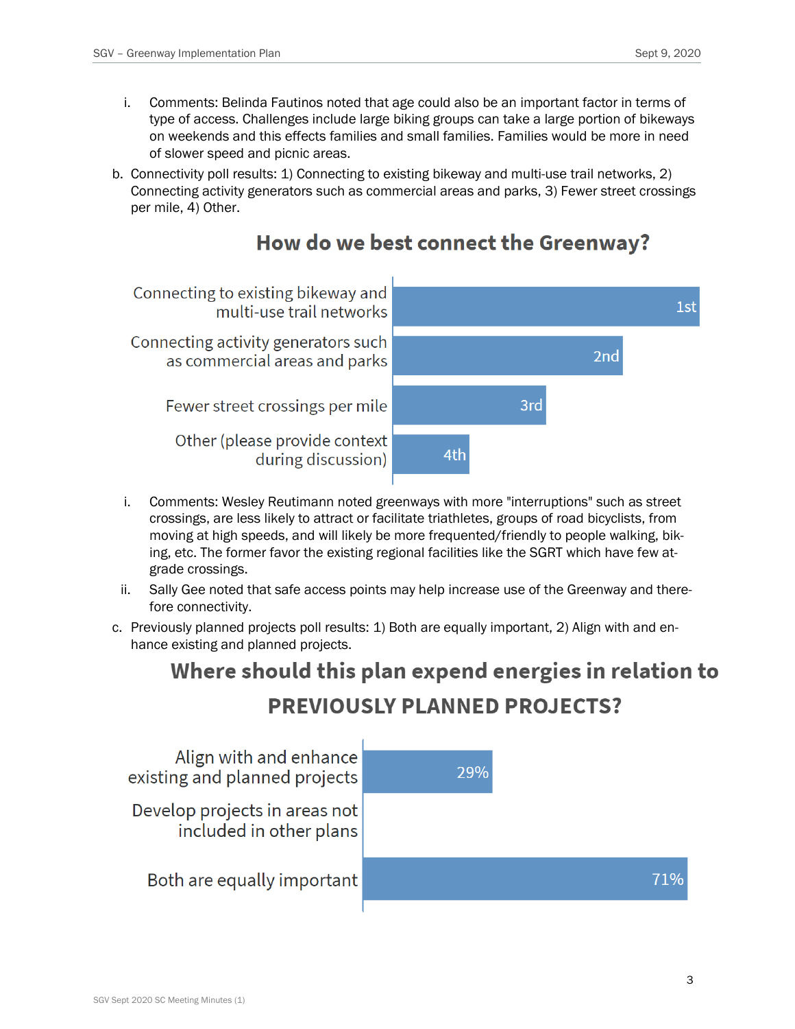i. Comments: Belinda Fautinos noted that age could also be an important factor in terms of type of access. Challenges include large biking groups can take a large portion of bikeways on weekends and this effects families and small families. Families would be more in need of slower speed and picnic areas.

b. Connectivity poll results: 1) Connecting to existing bikeway and multi-use trail networks, 2) Connecting activity generators such as commercial areas and parks, 3) Fewer street crossings per mile, 4) Other.

**How do we best connect the Greenway?**

| Option | Rank |
| --- | --- |
| Connecting to existing bikeway and multi-use trail networks | 1st |
| Connecting activity generators such as commercial areas and parks | 2nd |
| Fewer street crossings per mile | 3rd |
| Other (please provide context during discussion) | 4th |

   i. Comments: Wesley Reutimann noted greenways with more "interruptions" such as street crossings, are less likely to attract or facilitate triathletes, groups of road bicyclists, from moving at high speeds, and will likely be more frequented/friendly to people walking, biking, etc. The former favor the existing regional facilities like the SGRT which have few at-grade crossings.

   ii. Sally Gee noted that safe access points may help increase use of the Greenway and therefore connectivity.

c. Previously planned projects poll results: 1) Both are equally important, 2) Align with and enhance existing and planned projects.

**Where should this plan expend energies in relation to PREVIOUSLY PLANNED PROJECTS?**

| Option | Percent |
| --- | --- |
| Align with and enhance existing and planned projects | 29% |
| Develop projects in areas not included in other plans | |
| Both are equally important | 71% |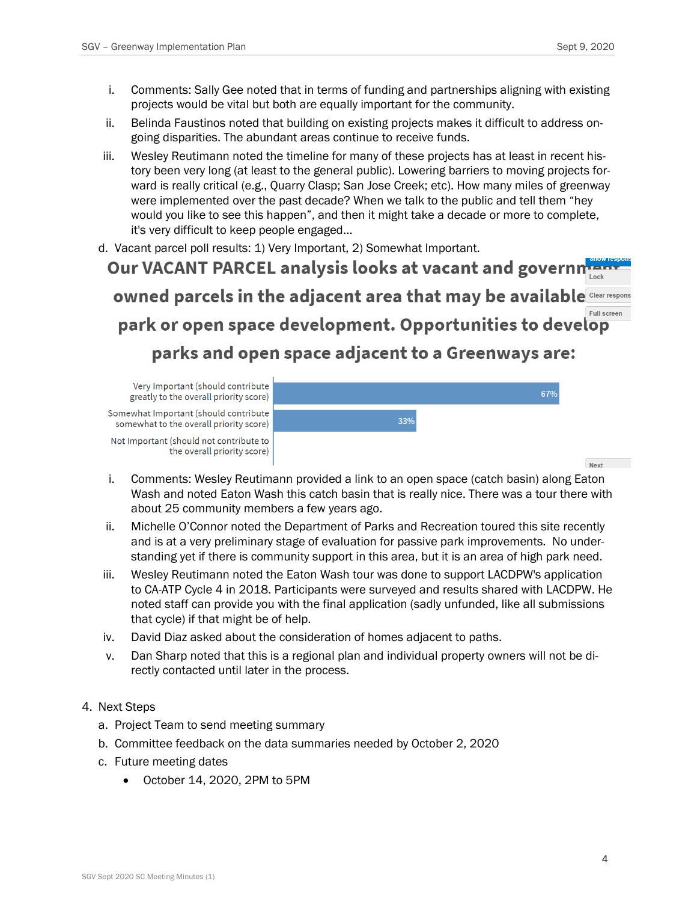i. Comments: Sally Gee noted that in terms of funding and partnerships aligning with existing projects would be vital but both are equally important for the community.

ii. Belinda Faustinos noted that building on existing projects makes it difficult to address on-going disparities. The abundant areas continue to receive funds.

iii. Wesley Reutimann noted the timeline for many of these projects has at least in recent history been very long (at least to the general public). Lowering barriers to moving projects forward is really critical (e.g., Quarry Clasp; San Jose Creek; etc). How many miles of greenway were implemented over the past decade? When we talk to the public and tell them "hey would you like to see this happen", and then it might take a decade or more to complete, it's very difficult to keep people engaged…

d. Vacant parcel poll results: 1) Very Important, 2) Somewhat Important.

**Our VACANT PARCEL analysis looks at vacant and government owned parcels in the adjacent area that may be available park or open space development. Opportunities to develop parks and open space adjacent to a Greenways are:**

Very Important (should contribute greatly to the overall priority score)
67%
Somewhat Important (should contribute somewhat to the overall priority score)
33%
Not Important (should not contribute to the overall priority score)

Show responses
Lock
Clear responses
Full screen
Next

i. Comments: Wesley Reutimann provided a link to an open space (catch basin) along Eaton Wash and noted Eaton Wash this catch basin that is really nice. There was a tour there with about 25 community members a few years ago.

ii. Michelle O'Connor noted the Department of Parks and Recreation toured this site recently and is at a very preliminary stage of evaluation for passive park improvements. No understanding yet if there is community support in this area, but it is an area of high park need.

iii. Wesley Reutimann noted the Eaton Wash tour was done to support LACDPW's application to CA-ATP Cycle 4 in 2018. Participants were surveyed and results shared with LACDPW. He noted staff can provide you with the final application (sadly unfunded, like all submissions that cycle) if that might be of help.

iv. David Diaz asked about the consideration of homes adjacent to paths.

v. Dan Sharp noted that this is a regional plan and individual property owners will not be directly contacted until later in the process.

4. Next Steps
   a. Project Team to send meeting summary
   b. Committee feedback on the data summaries needed by October 2, 2020
   c. Future meeting dates
      - October 14, 2020, 2PM to 5PM